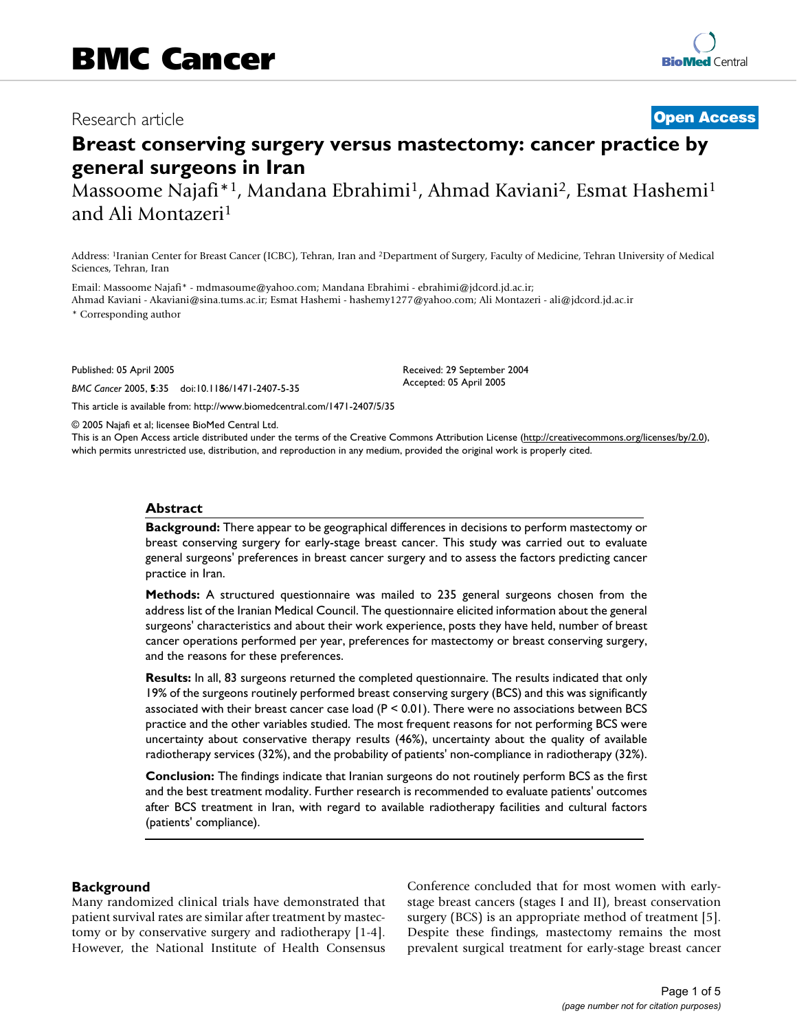BMC Cancer

Research article

**Open Access**

# Breast conserving surgery versus mastectomy: cancer practice by general surgeons in Iran

Massoome Najafi*[1], Mandana Ebrahimi[1], Ahmad Kaviani[2], Esmat Hashemi[1] and Ali Montazeri[1]

Address: [1]Iranian Center for Breast Cancer (ICBC), Tehran, Iran and [2]Department of Surgery, Faculty of Medicine, Tehran University of Medical Sciences, Tehran, Iran

Email: Massoome Najafi* - mdmasoume@yahoo.com; Mandana Ebrahimi - ebrahimi@jdcord.jd.ac.ir; Ahmad Kaviani - Akaviani@sina.tums.ac.ir; Esmat Hashemi - hashemy1277@yahoo.com; Ali Montazeri - ali@jdcord.jd.ac.ir

* Corresponding author

Published: 05 April 2005

*BMC Cancer* 2005, **5**:35 doi:10.1186/1471-2407-5-35

Received: 29 September 2004
Accepted: 05 April 2005

This article is available from: http://www.biomedcentral.com/1471-2407/5/35

© 2005 Najafi et al; licensee BioMed Central Ltd.
This is an Open Access article distributed under the terms of the Creative Commons Attribution License (http://creativecommons.org/licenses/by/2.0), which permits unrestricted use, distribution, and reproduction in any medium, provided the original work is properly cited.

## Abstract

**Background:** There appear to be geographical differences in decisions to perform mastectomy or breast conserving surgery for early-stage breast cancer. This study was carried out to evaluate general surgeons' preferences in breast cancer surgery and to assess the factors predicting cancer practice in Iran.

**Methods:** A structured questionnaire was mailed to 235 general surgeons chosen from the address list of the Iranian Medical Council. The questionnaire elicited information about the general surgeons' characteristics and about their work experience, posts they have held, number of breast cancer operations performed per year, preferences for mastectomy or breast conserving surgery, and the reasons for these preferences.

**Results:** In all, 83 surgeons returned the completed questionnaire. The results indicated that only 19% of the surgeons routinely performed breast conserving surgery (BCS) and this was significantly associated with their breast cancer case load ($P < 0.01$). There were no associations between BCS practice and the other variables studied. The most frequent reasons for not performing BCS were uncertainty about conservative therapy results (46%), uncertainty about the quality of available radiotherapy services (32%), and the probability of patients' non-compliance in radiotherapy (32%).

**Conclusion:** The findings indicate that Iranian surgeons do not routinely perform BCS as the first and the best treatment modality. Further research is recommended to evaluate patients' outcomes after BCS treatment in Iran, with regard to available radiotherapy facilities and cultural factors (patients' compliance).

## Background

Many randomized clinical trials have demonstrated that patient survival rates are similar after treatment by mastectomy or by conservative surgery and radiotherapy [1-4]. However, the National Institute of Health Consensus Conference concluded that for most women with early-stage breast cancers (stages I and II), breast conservation surgery (BCS) is an appropriate method of treatment [5]. Despite these findings, mastectomy remains the most prevalent surgical treatment for early-stage breast cancer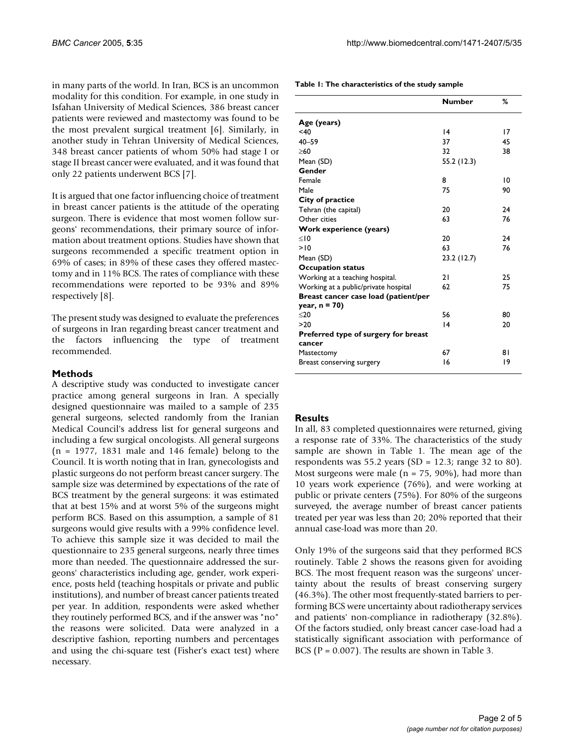in many parts of the world. In Iran, BCS is an uncommon modality for this condition. For example, in one study in Isfahan University of Medical Sciences, 386 breast cancer patients were reviewed and mastectomy was found to be the most prevalent surgical treatment [6]. Similarly, in another study in Tehran University of Medical Sciences, 348 breast cancer patients of whom 50% had stage I or stage II breast cancer were evaluated, and it was found that only 22 patients underwent BCS [7].

It is argued that one factor influencing choice of treatment in breast cancer patients is the attitude of the operating surgeon. There is evidence that most women follow surgeons' recommendations, their primary source of information about treatment options. Studies have shown that surgeons recommended a specific treatment option in 69% of cases; in 89% of these cases they offered mastectomy and in 11% BCS. The rates of compliance with these recommendations were reported to be 93% and 89% respectively [8].

The present study was designed to evaluate the preferences of surgeons in Iran regarding breast cancer treatment and the factors influencing the type of treatment recommended.

## Methods

A descriptive study was conducted to investigate cancer practice among general surgeons in Iran. A specially designed questionnaire was mailed to a sample of 235 general surgeons, selected randomly from the Iranian Medical Council's address list for general surgeons and including a few surgical oncologists. All general surgeons (n = 1977, 1831 male and 146 female) belong to the Council. It is worth noting that in Iran, gynecologists and plastic surgeons do not perform breast cancer surgery. The sample size was determined by expectations of the rate of BCS treatment by the general surgeons: it was estimated that at best 15% and at worst 5% of the surgeons might perform BCS. Based on this assumption, a sample of 81 surgeons would give results with a 99% confidence level. To achieve this sample size it was decided to mail the questionnaire to 235 general surgeons, nearly three times more than needed. The questionnaire addressed the surgeons' characteristics including age, gender, work experience, posts held (teaching hospitals or private and public institutions), and number of breast cancer patients treated per year. In addition, respondents were asked whether they routinely performed BCS, and if the answer was "no" the reasons were solicited. Data were analyzed in a descriptive fashion, reporting numbers and percentages and using the chi-square test (Fisher's exact test) where necessary.

**Table 1: The characteristics of the study sample**

| | Number | % |
|---|---|---|
| **Age (years)** | | |
| <40 | 14 | 17 |
| 40–59 | 37 | 45 |
| ≥60 | 32 | 38 |
| Mean (SD) | 55.2 (12.3) | |
| **Gender** | | |
| Female | 8 | 10 |
| Male | 75 | 90 |
| **City of practice** | | |
| Tehran (the capital) | 20 | 24 |
| Other cities | 63 | 76 |
| **Work experience (years)** | | |
| ≤10 | 20 | 24 |
| >10 | 63 | 76 |
| Mean (SD) | 23.2 (12.7) | |
| **Occupation status** | | |
| Working at a teaching hospital. | 21 | 25 |
| Working at a public/private hospital | 62 | 75 |
| **Breast cancer case load (patient/per year, n = 70)** | | |
| ≤20 | 56 | 80 |
| >20 | 14 | 20 |
| **Preferred type of surgery for breast cancer** | | |
| Mastectomy | 67 | 81 |
| Breast conserving surgery | 16 | 19 |

## Results

In all, 83 completed questionnaires were returned, giving a response rate of 33%. The characteristics of the study sample are shown in Table 1. The mean age of the respondents was 55.2 years (SD = 12.3; range 32 to 80). Most surgeons were male (n = 75, 90%), had more than 10 years work experience (76%), and were working at public or private centers (75%). For 80% of the surgeons surveyed, the average number of breast cancer patients treated per year was less than 20; 20% reported that their annual case-load was more than 20.

Only 19% of the surgeons said that they performed BCS routinely. Table 2 shows the reasons given for avoiding BCS. The most frequent reason was the surgeons' uncertainty about the results of breast conserving surgery (46.3%). The other most frequently-stated barriers to performing BCS were uncertainty about radiotherapy services and patients' non-compliance in radiotherapy (32.8%). Of the factors studied, only breast cancer case-load had a statistically significant association with performance of BCS ($P = 0.007$). The results are shown in Table 3.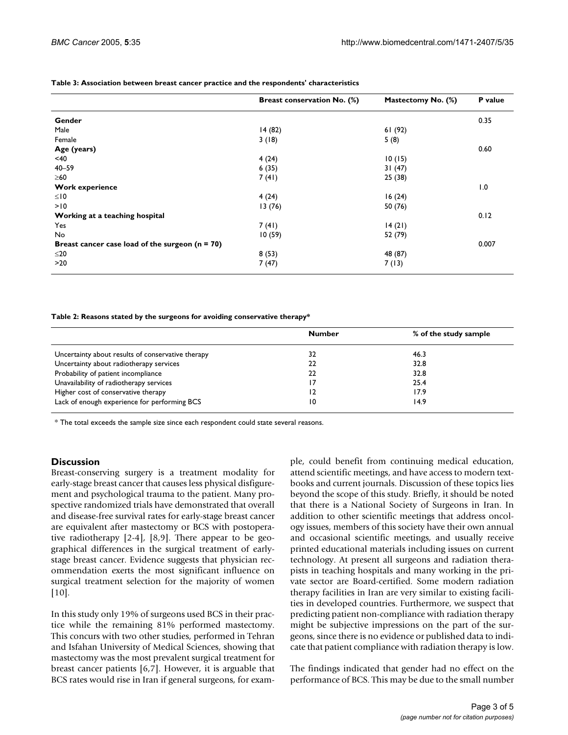**Table 3: Association between breast cancer practice and the respondents' characteristics**

| | Breast conservation No. (%) | Mastectomy No. (%) | P value |
|---|---|---|---|
| **Gender** | | | 0.35 |
| Male | 14 (82) | 61 (92) | |
| Female | 3 (18) | 5 (8) | |
| **Age (years)** | | | 0.60 |
| <40 | 4 (24) | 10 (15) | |
| 40–59 | 6 (35) | 31 (47) | |
| ≥60 | 7 (41) | 25 (38) | |
| **Work experience** | | | 1.0 |
| ≤10 | 4 (24) | 16 (24) | |
| >10 | 13 (76) | 50 (76) | |
| **Working at a teaching hospital** | | | 0.12 |
| Yes | 7 (41) | 14 (21) | |
| No | 10 (59) | 52 (79) | |
| **Breast cancer case load of the surgeon (n = 70)** | | | 0.007 |
| ≤20 | 8 (53) | 48 (87) | |
| >20 | 7 (47) | 7 (13) | |

**Table 2: Reasons stated by the surgeons for avoiding conservative therapy***

| | Number | % of the study sample |
|---|---|---|
| Uncertainty about results of conservative therapy | 32 | 46.3 |
| Uncertainty about radiotherapy services | 22 | 32.8 |
| Probability of patient incompliance | 22 | 32.8 |
| Unavailability of radiotherapy services | 17 | 25.4 |
| Higher cost of conservative therapy | 12 | 17.9 |
| Lack of enough experience for performing BCS | 10 | 14.9 |

* The total exceeds the sample size since each respondent could state several reasons.

## Discussion

Breast-conserving surgery is a treatment modality for early-stage breast cancer that causes less physical disfigurement and psychological trauma to the patient. Many prospective randomized trials have demonstrated that overall and disease-free survival rates for early-stage breast cancer are equivalent after mastectomy or BCS with postoperative radiotherapy [2-4], [8,9]. There appear to be geographical differences in the surgical treatment of early-stage breast cancer. Evidence suggests that physician recommendation exerts the most significant influence on surgical treatment selection for the majority of women [10].

In this study only 19% of surgeons used BCS in their practice while the remaining 81% performed mastectomy. This concurs with two other studies, performed in Tehran and Isfahan University of Medical Sciences, showing that mastectomy was the most prevalent surgical treatment for breast cancer patients [6,7]. However, it is arguable that BCS rates would rise in Iran if general surgeons, for example, could benefit from continuing medical education, attend scientific meetings, and have access to modern textbooks and current journals. Discussion of these topics lies beyond the scope of this study. Briefly, it should be noted that there is a National Society of Surgeons in Iran. In addition to other scientific meetings that address oncology issues, members of this society have their own annual and occasional scientific meetings, and usually receive printed educational materials including issues on current technology. At present all surgeons and radiation therapists in teaching hospitals and many working in the private sector are Board-certified. Some modern radiation therapy facilities in Iran are very similar to existing facilities in developed countries. Furthermore, we suspect that predicting patient non-compliance with radiation therapy might be subjective impressions on the part of the surgeons, since there is no evidence or published data to indicate that patient compliance with radiation therapy is low.

The findings indicated that gender had no effect on the performance of BCS. This may be due to the small number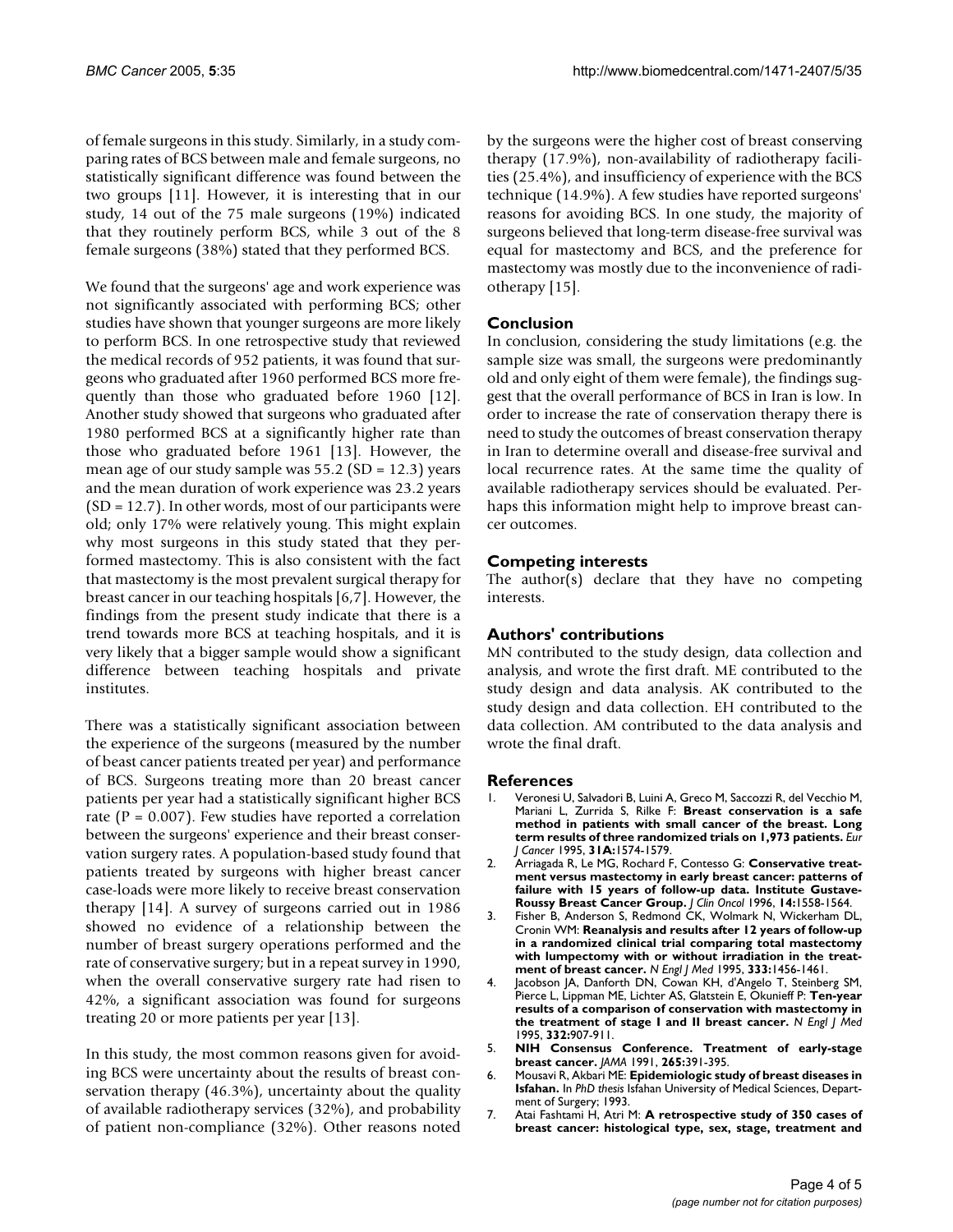of female surgeons in this study. Similarly, in a study comparing rates of BCS between male and female surgeons, no statistically significant difference was found between the two groups [11]. However, it is interesting that in our study, 14 out of the 75 male surgeons (19%) indicated that they routinely perform BCS, while 3 out of the 8 female surgeons (38%) stated that they performed BCS.

We found that the surgeons' age and work experience was not significantly associated with performing BCS; other studies have shown that younger surgeons are more likely to perform BCS. In one retrospective study that reviewed the medical records of 952 patients, it was found that surgeons who graduated after 1960 performed BCS more frequently than those who graduated before 1960 [12]. Another study showed that surgeons who graduated after 1980 performed BCS at a significantly higher rate than those who graduated before 1961 [13]. However, the mean age of our study sample was 55.2 (SD = 12.3) years and the mean duration of work experience was 23.2 years (SD = 12.7). In other words, most of our participants were old; only 17% were relatively young. This might explain why most surgeons in this study stated that they performed mastectomy. This is also consistent with the fact that mastectomy is the most prevalent surgical therapy for breast cancer in our teaching hospitals [6,7]. However, the findings from the present study indicate that there is a trend towards more BCS at teaching hospitals, and it is very likely that a bigger sample would show a significant difference between teaching hospitals and private institutes.

There was a statistically significant association between the experience of the surgeons (measured by the number of beast cancer patients treated per year) and performance of BCS. Surgeons treating more than 20 breast cancer patients per year had a statistically significant higher BCS rate ($P = 0.007$). Few studies have reported a correlation between the surgeons' experience and their breast conservation surgery rates. A population-based study found that patients treated by surgeons with higher breast cancer case-loads were more likely to receive breast conservation therapy [14]. A survey of surgeons carried out in 1986 showed no evidence of a relationship between the number of breast surgery operations performed and the rate of conservative surgery; but in a repeat survey in 1990, when the overall conservative surgery rate had risen to 42%, a significant association was found for surgeons treating 20 or more patients per year [13].

In this study, the most common reasons given for avoiding BCS were uncertainty about the results of breast conservation therapy (46.3%), uncertainty about the quality of available radiotherapy services (32%), and probability of patient non-compliance (32%). Other reasons noted by the surgeons were the higher cost of breast conserving therapy (17.9%), non-availability of radiotherapy facilities (25.4%), and insufficiency of experience with the BCS technique (14.9%). A few studies have reported surgeons' reasons for avoiding BCS. In one study, the majority of surgeons believed that long-term disease-free survival was equal for mastectomy and BCS, and the preference for mastectomy was mostly due to the inconvenience of radiotherapy [15].

## Conclusion

In conclusion, considering the study limitations (e.g. the sample size was small, the surgeons were predominantly old and only eight of them were female), the findings suggest that the overall performance of BCS in Iran is low. In order to increase the rate of conservation therapy there is need to study the outcomes of breast conservation therapy in Iran to determine overall and disease-free survival and local recurrence rates. At the same time the quality of available radiotherapy services should be evaluated. Perhaps this information might help to improve breast cancer outcomes.

## Competing interests

The author(s) declare that they have no competing interests.

## Authors' contributions

MN contributed to the study design, data collection and analysis, and wrote the first draft. ME contributed to the study design and data analysis. AK contributed to the study design and data collection. EH contributed to the data collection. AM contributed to the data analysis and wrote the final draft.

## References

1. Veronesi U, Salvadori B, Luini A, Greco M, Saccozzi R, del Vecchio M, Mariani L, Zurrida S, Rilke F: **Breast conservation is a safe method in patients with small cancer of the breast. Long term results of three randomized trials on 1,973 patients.** *Eur J Cancer* 1995, **31A:**1574-1579.
2. Arriagada R, Le MG, Rochard F, Contesso G: **Conservative treatment versus mastectomy in early breast cancer: patterns of failure with 15 years of follow-up data. Institute Gustave-Roussy Breast Cancer Group.** *J Clin Oncol* 1996, **14:**1558-1564.
3. Fisher B, Anderson S, Redmond CK, Wolmark N, Wickerham DL, Cronin WM: **Reanalysis and results after 12 years of follow-up in a randomized clinical trial comparing total mastectomy with lumpectomy with or without irradiation in the treatment of breast cancer.** *N Engl J Med* 1995, **333:**1456-1461.
4. Jacobson JA, Danforth DN, Cowan KH, d'Angelo T, Steinberg SM, Pierce L, Lippman ME, Lichter AS, Glatstein E, Okunieff P: **Ten-year results of a comparison of conservation with mastectomy in the treatment of stage I and II breast cancer.** *N Engl J Med* 1995, **332:**907-911.
5. **NIH Consensus Conference. Treatment of early-stage breast cancer.** *JAMA* 1991, **265:**391-395.
6. Mousavi R, Akbari ME: **Epidemiologic study of breast diseases in Isfahan.** In *PhD thesis* Isfahan University of Medical Sciences, Department of Surgery; 1993.
7. Atai Fashtami H, Atri M: **A retrospective study of 350 cases of breast cancer: histological type, sex, stage, treatment and**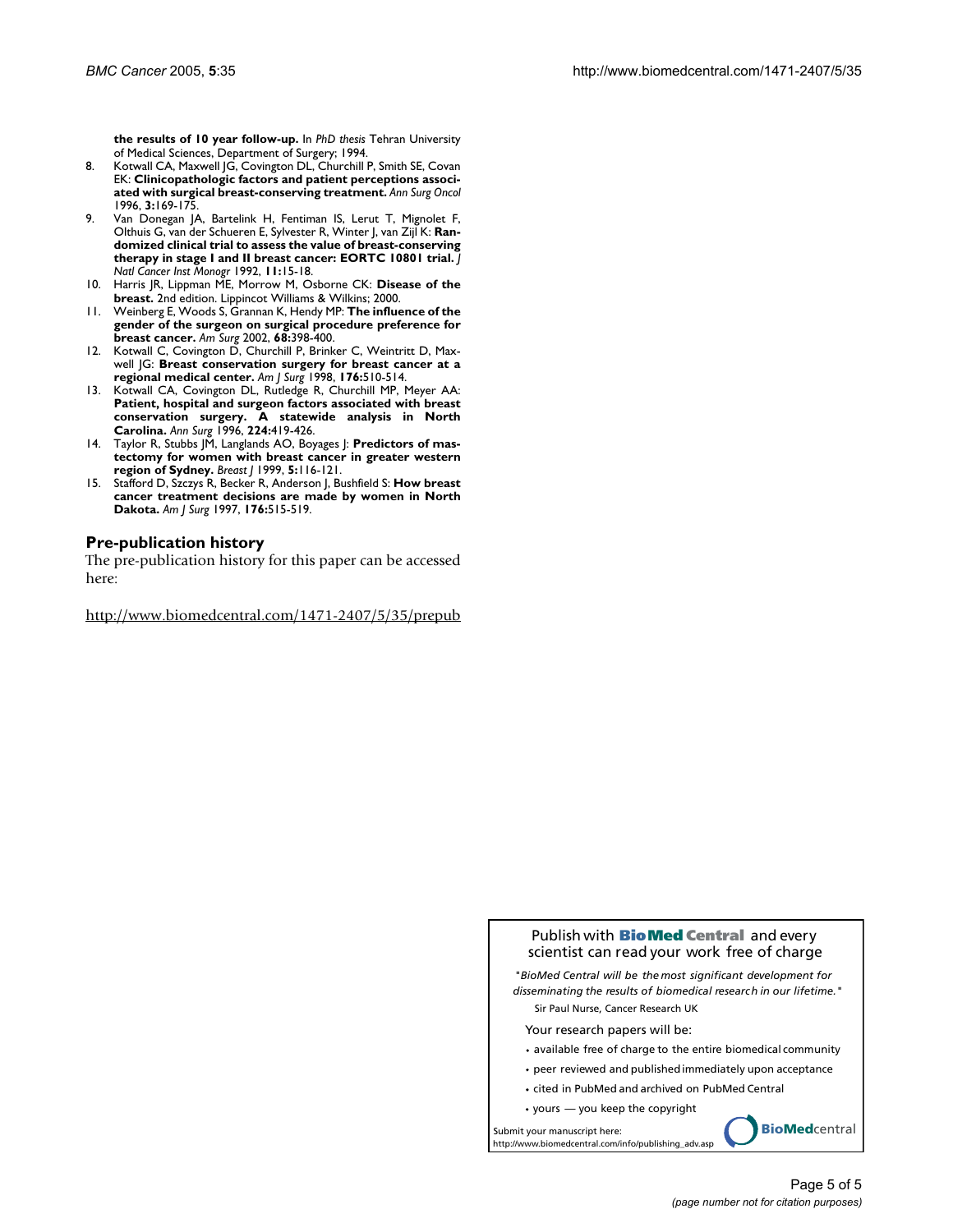**the results of 10 year follow-up.** In *PhD thesis* Tehran University of Medical Sciences, Department of Surgery; 1994.

8. Kotwall CA, Maxwell JG, Covington DL, Churchill P, Smith SE, Covan EK: **Clinicopathologic factors and patient perceptions associated with surgical breast-conserving treatment.** *Ann Surg Oncol* 1996, **3:**169-175.
9. Van Donegan JA, Bartelink H, Fentiman IS, Lerut T, Mignolet F, Olthuis G, van der Schueren E, Sylvester R, Winter J, van Zijl K: **Randomized clinical trial to assess the value of breast-conserving therapy in stage I and II breast cancer: EORTC 10801 trial.** *J Natl Cancer Inst Monogr* 1992, **11:**15-18.
10. Harris JR, Lippman ME, Morrow M, Osborne CK: **Disease of the breast.** 2nd edition. Lippincot Williams & Wilkins; 2000.
11. Weinberg E, Woods S, Grannan K, Hendy MP: **The influence of the gender of the surgeon on surgical procedure preference for breast cancer.** *Am Surg* 2002, **68:**398-400.
12. Kotwall C, Covington D, Churchill P, Brinker C, Weintritt D, Maxwell JG: **Breast conservation surgery for breast cancer at a regional medical center.** *Am J Surg* 1998, **176:**510-514.
13. Kotwall CA, Covington DL, Rutledge R, Churchill MP, Meyer AA: **Patient, hospital and surgeon factors associated with breast conservation surgery. A statewide analysis in North Carolina.** *Ann Surg* 1996, **224:**419-426.
14. Taylor R, Stubbs JM, Langlands AO, Boyages J: **Predictors of mastectomy for women with breast cancer in greater western region of Sydney.** *Breast J* 1999, **5:**116-121.
15. Stafford D, Szczys R, Becker R, Anderson J, Bushfield S: **How breast cancer treatment decisions are made by women in North Dakota.** *Am J Surg* 1997, **176:**515-519.

## Pre-publication history

The pre-publication history for this paper can be accessed here:

http://www.biomedcentral.com/1471-2407/5/35/prepub

Publish with **BioMed Central** and every scientist can read your work free of charge

*"BioMed Central will be the most significant development for disseminating the results of biomedical research in our lifetime."*

Sir Paul Nurse, Cancer Research UK

Your research papers will be:

- available free of charge to the entire biomedical community
- peer reviewed and published immediately upon acceptance
- cited in PubMed and archived on PubMed Central
- yours — you keep the copyright

Submit your manuscript here:
http://www.biomedcentral.com/info/publishing_adv.asp

**BioMed**central